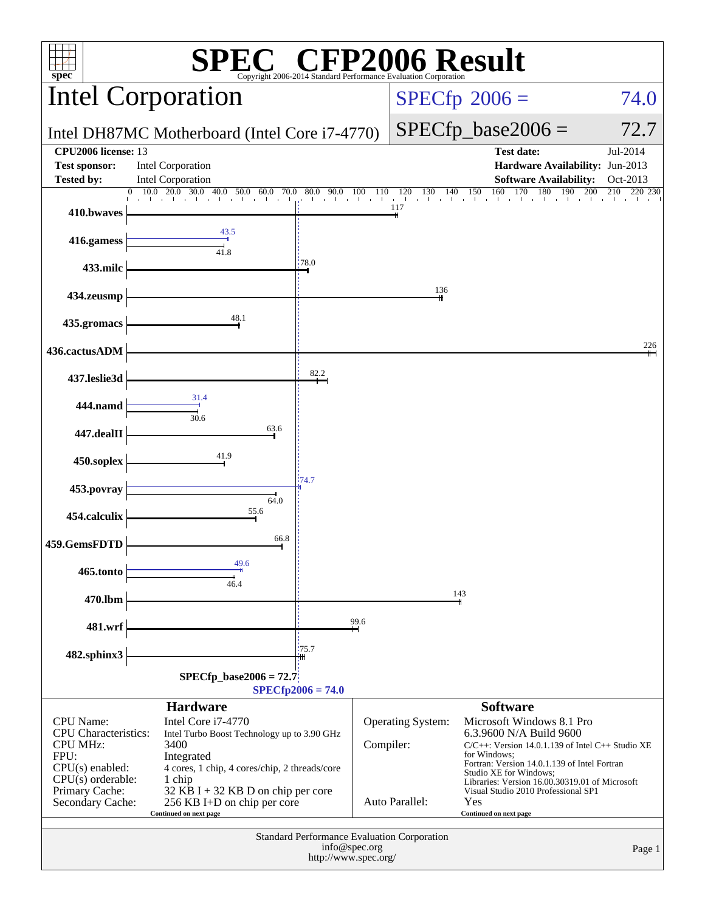# SPEC® CFP2006 Result

Copyright 2006-2014 Standard Performance Evaluation Corporation

## Intel Corporation

Intel DH87MC Motherboard (Intel Core i7-4770)

SPECfp 2006 = 74.0

SPECfp_base2006 = 72.7

| | | | |
|---|---|---|---|
| **CPU2006 license:** | 13 | **Test date:** | Jul-2014 |
| **Test sponsor:** | Intel Corporation | **Hardware Availability:** | Jun-2013 |
| **Tested by:** | Intel Corporation | **Software Availability:** | Oct-2013 |

| Benchmark | Base | Peak |
|---|---|---|
| 410.bwaves | 117 | |
| 416.gamess | 41.8 | 43.5 |
| 433.milc | 78.0 | |
| 434.zeusmp | 136 | |
| 435.gromacs | 48.1 | |
| 436.cactusADM | 226 | |
| 437.leslie3d | 82.2 | |
| 444.namd | 30.6 | 31.4 |
| 447.dealII | 63.6 | |
| 450.soplex | 41.9 | |
| 453.povray | 64.0 | 74.7 |
| 454.calculix | 55.6 | |
| 459.GemsFDTD | 66.8 | |
| 465.tonto | 46.4 | 49.6 |
| 470.lbm | 143 | |
| 481.wrf | 99.6 | |
| 482.sphinx3 | 75.7 | |

SPECfp_base2006 = 72.7

SPECfp2006 = 74.0

### Hardware

| | |
|---|---|
| CPU Name: | Intel Core i7-4770 |
| CPU Characteristics: | Intel Turbo Boost Technology up to 3.90 GHz |
| CPU MHz: | 3400 |
| FPU: | Integrated |
| CPU(s) enabled: | 4 cores, 1 chip, 4 cores/chip, 2 threads/core |
| CPU(s) orderable: | 1 chip |
| Primary Cache: | 32 KB I + 32 KB D on chip per core |
| Secondary Cache: | 256 KB I+D on chip per core |

Continued on next page

### Software

| | |
|---|---|
| Operating System: | Microsoft Windows 8.1 Pro 6.3.9600 N/A Build 9600 |
| Compiler: | C/C++: Version 14.0.1.139 of Intel C++ Studio XE for Windows; Fortran: Version 14.0.1.139 of Intel Fortran Studio XE for Windows; Libraries: Version 16.00.30319.01 of Microsoft Visual Studio 2010 Professional SP1 |
| Auto Parallel: | Yes |

Continued on next page

Standard Performance Evaluation Corporation
info@spec.org
http://www.spec.org/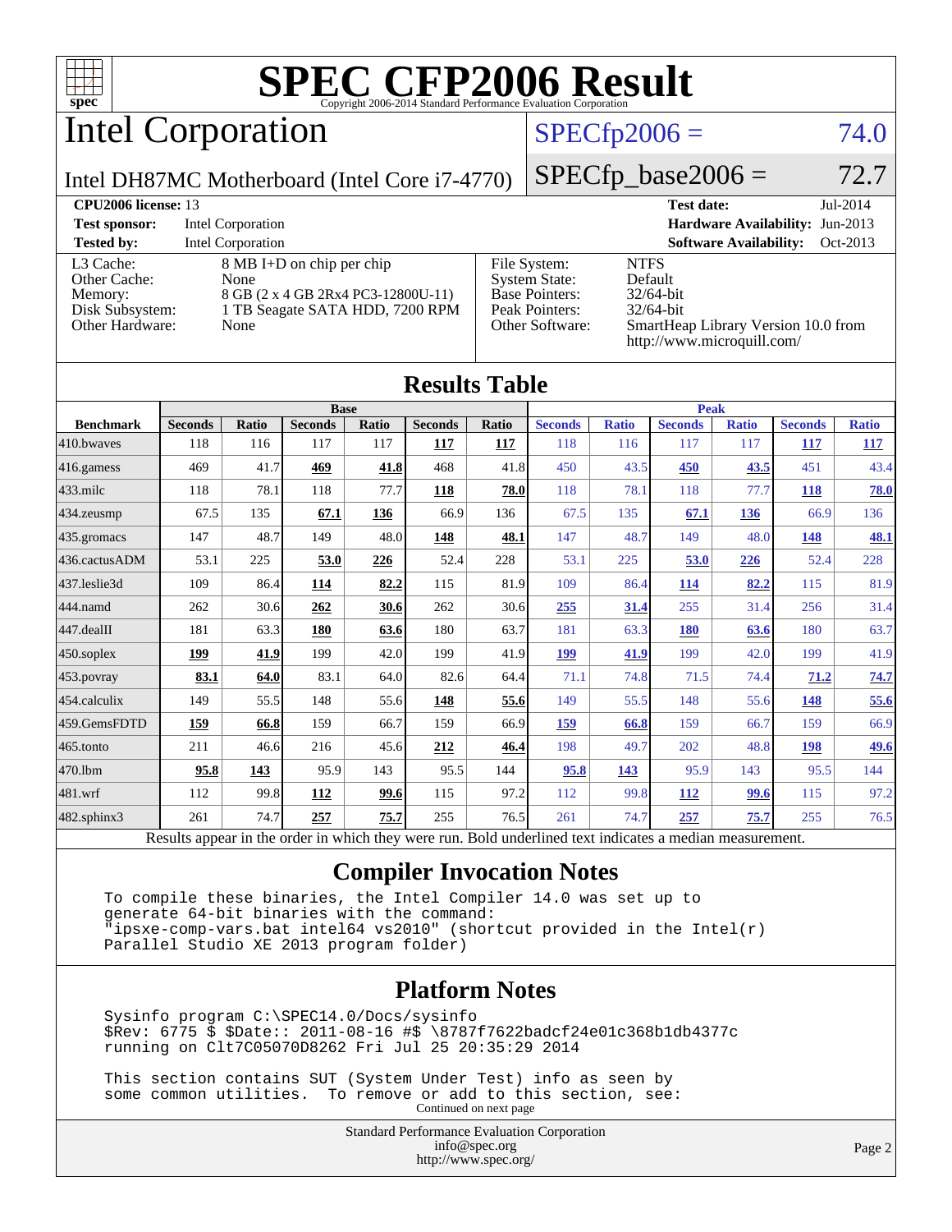# SPEC CFP2006 Result

Copyright 2006-2014 Standard Performance Evaluation Corporation

## Intel Corporation

Intel DH87MC Motherboard (Intel Core i7-4770)

SPECfp2006 = 74.0

SPECfp_base2006 = 72.7

| | | | |
|---|---|---|---|
| **CPU2006 license:** 13 | | **Test date:** | Jul-2014 |
| **Test sponsor:** | Intel Corporation | **Hardware Availability:** | Jun-2013 |
| **Tested by:** | Intel Corporation | **Software Availability:** | Oct-2013 |

| | | | |
|---|---|---|---|
| L3 Cache: | 8 MB I+D on chip per chip | File System: | NTFS |
| Other Cache: | None | System State: | Default |
| Memory: | 8 GB (2 x 4 GB 2Rx4 PC3-12800U-11) | Base Pointers: | 32/64-bit |
| Disk Subsystem: | 1 TB Seagate SATA HDD, 7200 RPM | Peak Pointers: | 32/64-bit |
| Other Hardware: | None | Other Software: | SmartHeap Library Version 10.0 from http://www.microquill.com/ |

## Results Table

| Benchmark | Base | | | | | | Peak | | | | | |
|---|---|---|---|---|---|---|---|---|---|---|---|---|
| | Seconds | Ratio | Seconds | Ratio | Seconds | Ratio | Seconds | Ratio | Seconds | Ratio | Seconds | Ratio |
| 410.bwaves | 118 | 116 | 117 | 117 | **117** | **117** | 118 | 116 | 117 | 117 | **117** | **117** |
| 416.gamess | 469 | 41.7 | **469** | **41.8** | 468 | 41.8 | 450 | 43.5 | **450** | **43.5** | 451 | 43.4 |
| 433.milc | 118 | 78.1 | 118 | 77.7 | **118** | **78.0** | 118 | 78.1 | 118 | 77.7 | **118** | **78.0** |
| 434.zeusmp | 67.5 | 135 | **67.1** | **136** | 66.9 | 136 | 67.5 | 135 | **67.1** | **136** | 66.9 | 136 |
| 435.gromacs | 147 | 48.7 | 149 | 48.0 | **148** | **48.1** | 147 | 48.7 | 149 | 48.0 | **148** | **48.1** |
| 436.cactusADM | 53.1 | 225 | **53.0** | **226** | 52.4 | 228 | 53.1 | 225 | **53.0** | **226** | 52.4 | 228 |
| 437.leslie3d | 109 | 86.4 | **114** | **82.2** | 115 | 81.9 | 109 | 86.4 | **114** | **82.2** | 115 | 81.9 |
| 444.namd | 262 | 30.6 | **262** | **30.6** | 262 | 30.6 | **255** | **31.4** | 255 | 31.4 | 256 | 31.4 |
| 447.dealII | 181 | 63.3 | **180** | **63.6** | 180 | 63.7 | 181 | 63.3 | **180** | **63.6** | 180 | 63.7 |
| 450.soplex | **199** | **41.9** | 199 | 42.0 | 199 | 41.9 | **199** | **41.9** | 199 | 42.0 | 199 | 41.9 |
| 453.povray | **83.1** | **64.0** | 83.1 | 64.0 | 82.6 | 64.4 | 71.1 | 74.8 | 71.5 | 74.4 | **71.2** | **74.7** |
| 454.calculix | 149 | 55.5 | 148 | 55.6 | **148** | **55.6** | 149 | 55.5 | 148 | 55.6 | **148** | **55.6** |
| 459.GemsFDTD | **159** | **66.8** | 159 | 66.7 | 159 | 66.9 | **159** | **66.8** | 159 | 66.7 | 159 | 66.9 |
| 465.tonto | 211 | 46.6 | 216 | 45.6 | **212** | **46.4** | 198 | 49.7 | 202 | 48.8 | **198** | **49.6** |
| 470.lbm | **95.8** | **143** | 95.9 | 143 | 95.5 | 144 | **95.8** | **143** | 95.9 | 143 | 95.5 | 144 |
| 481.wrf | 112 | 99.8 | **112** | **99.6** | 115 | 97.2 | 112 | 99.8 | **112** | **99.6** | 115 | 97.2 |
| 482.sphinx3 | 261 | 74.7 | **257** | **75.7** | 255 | 76.5 | 261 | 74.7 | **257** | **75.7** | 255 | 76.5 |

Results appear in the order in which they were run. Bold underlined text indicates a median measurement.

## Compiler Invocation Notes

```
To compile these binaries, the Intel Compiler 14.0 was set up to
generate 64-bit binaries with the command:
"ipsxe-comp-vars.bat intel64 vs2010" (shortcut provided in the Intel(r)
Parallel Studio XE 2013 program folder)
```

## Platform Notes

```
Sysinfo program C:\SPEC14.0/Docs/sysinfo
$Rev: 6775 $ $Date:: 2011-08-16 #$ \8787f7622badcf24e01c368b1db4377c
running on Clt7C05070D8262 Fri Jul 25 20:35:29 2014

This section contains SUT (System Under Test) info as seen by
some common utilities.  To remove or add to this section, see:
```

Continued on next page

Standard Performance Evaluation Corporation
info@spec.org
http://www.spec.org/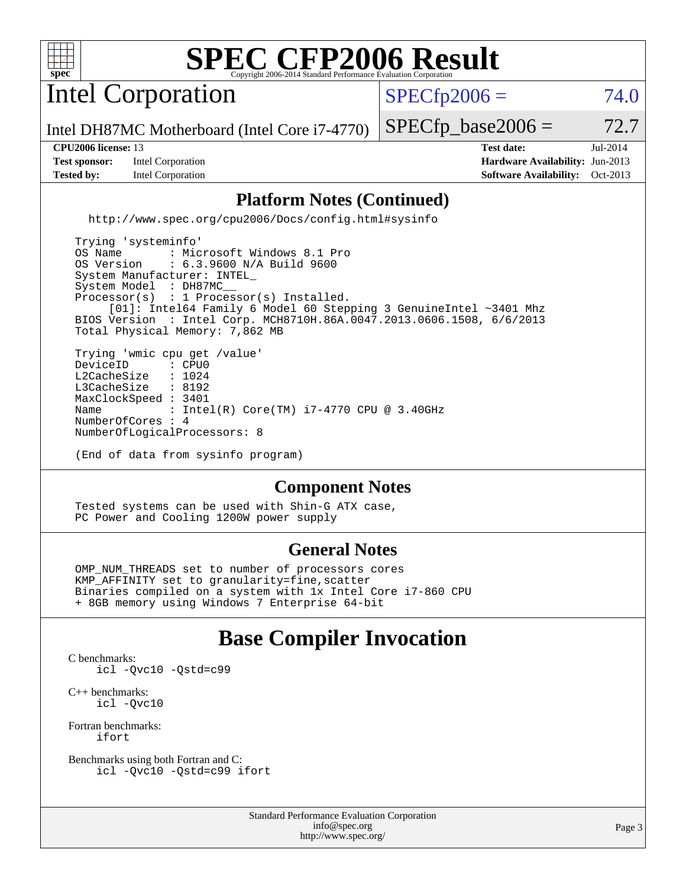# SPEC CFP2006 Result

Copyright 2006-2014 Standard Performance Evaluation Corporation

## Intel Corporation

Intel DH87MC Motherboard (Intel Core i7-4770)

SPECfp2006 = 74.0

SPECfp_base2006 = 72.7

| | | | |
|---|---|---|---|
| **CPU2006 license:** 13 | | **Test date:** | Jul-2014 |
| **Test sponsor:** | Intel Corporation | **Hardware Availability:** | Jun-2013 |
| **Tested by:** | Intel Corporation | **Software Availability:** | Oct-2013 |

### Platform Notes (Continued)

```
  http://www.spec.org/cpu2006/Docs/config.html#sysinfo

Trying 'systeminfo'
OS Name       : Microsoft Windows 8.1 Pro
OS Version    : 6.3.9600 N/A Build 9600
System Manufacturer: INTEL_
System Model  : DH87MC__
Processor(s)  : 1 Processor(s) Installed.
     [01]: Intel64 Family 6 Model 60 Stepping 3 GenuineIntel ~3401 Mhz
BIOS Version  : Intel Corp. MCH8710H.86A.0047.2013.0606.1508, 6/6/2013
Total Physical Memory: 7,862 MB

Trying 'wmic cpu get /value'
DeviceID      : CPU0
L2CacheSize   : 1024
L3CacheSize   : 8192
MaxClockSpeed : 3401
Name          : Intel(R) Core(TM) i7-4770 CPU @ 3.40GHz
NumberOfCores : 4
NumberOfLogicalProcessors: 8

(End of data from sysinfo program)
```

### Component Notes

```
Tested systems can be used with Shin-G ATX case,
PC Power and Cooling 1200W power supply
```

### General Notes

```
OMP_NUM_THREADS set to number of processors cores
KMP_AFFINITY set to granularity=fine,scatter
Binaries compiled on a system with 1x Intel Core i7-860 CPU
+ 8GB memory using Windows 7 Enterprise 64-bit
```

## Base Compiler Invocation

C benchmarks:
```
icl -Qvc10 -Qstd=c99
```

C++ benchmarks:
```
icl -Qvc10
```

Fortran benchmarks:
```
ifort
```

Benchmarks using both Fortran and C:
```
icl -Qvc10 -Qstd=c99 ifort
```

Standard Performance Evaluation Corporation
info@spec.org
http://www.spec.org/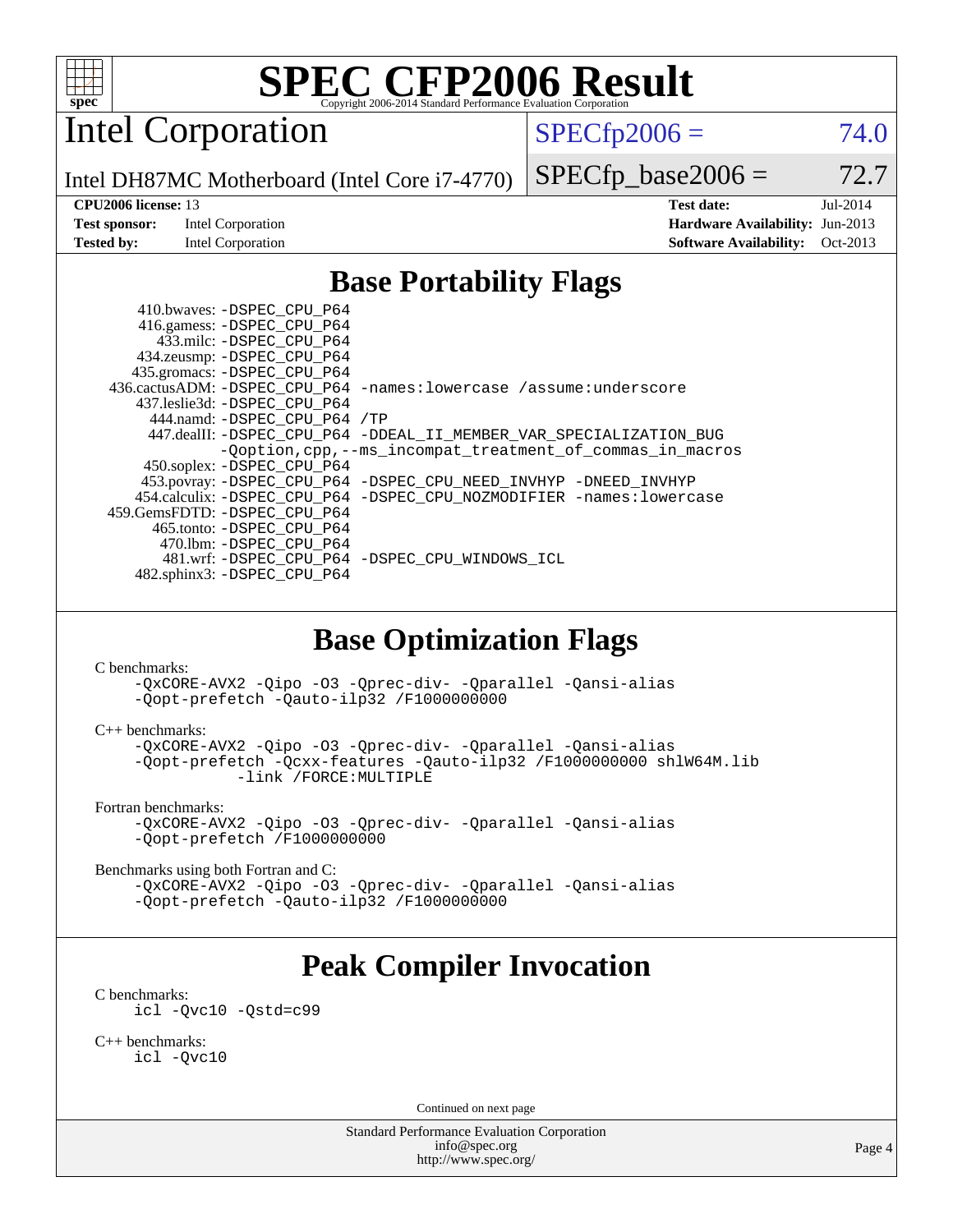# SPEC CFP2006 Result

Copyright 2006-2014 Standard Performance Evaluation Corporation

## Intel Corporation

Intel DH87MC Motherboard (Intel Core i7-4770)

SPECfp2006 = 74.0

SPECfp_base2006 = 72.7

**CPU2006 license:** 13
**Test sponsor:** Intel Corporation
**Tested by:** Intel Corporation

**Test date:** Jul-2014
**Hardware Availability:** Jun-2013
**Software Availability:** Oct-2013

## Base Portability Flags

410.bwaves: -DSPEC_CPU_P64
416.gamess: -DSPEC_CPU_P64
433.milc: -DSPEC_CPU_P64
434.zeusmp: -DSPEC_CPU_P64
435.gromacs: -DSPEC_CPU_P64
436.cactusADM: -DSPEC_CPU_P64 -names:lowercase /assume:underscore
437.leslie3d: -DSPEC_CPU_P64
444.namd: -DSPEC_CPU_P64 /TP
447.dealII: -DSPEC_CPU_P64 -DDEAL_II_MEMBER_VAR_SPECIALIZATION_BUG -Qoption,cpp,--ms_incompat_treatment_of_commas_in_macros
450.soplex: -DSPEC_CPU_P64
453.povray: -DSPEC_CPU_P64 -DSPEC_CPU_NEED_INVHYP -DNEED_INVHYP
454.calculix: -DSPEC_CPU_P64 -DSPEC_CPU_NOZMODIFIER -names:lowercase
459.GemsFDTD: -DSPEC_CPU_P64
465.tonto: -DSPEC_CPU_P64
470.lbm: -DSPEC_CPU_P64
481.wrf: -DSPEC_CPU_P64 -DSPEC_CPU_WINDOWS_ICL
482.sphinx3: -DSPEC_CPU_P64

## Base Optimization Flags

C benchmarks:
-QxCORE-AVX2 -Qipo -O3 -Qprec-div- -Qparallel -Qansi-alias -Qopt-prefetch -Qauto-ilp32 /F1000000000

C++ benchmarks:
-QxCORE-AVX2 -Qipo -O3 -Qprec-div- -Qparallel -Qansi-alias -Qopt-prefetch -Qcxx-features -Qauto-ilp32 /F1000000000 shlW64M.lib -link /FORCE:MULTIPLE

Fortran benchmarks:
-QxCORE-AVX2 -Qipo -O3 -Qprec-div- -Qparallel -Qansi-alias -Qopt-prefetch /F1000000000

Benchmarks using both Fortran and C:
-QxCORE-AVX2 -Qipo -O3 -Qprec-div- -Qparallel -Qansi-alias -Qopt-prefetch -Qauto-ilp32 /F1000000000

## Peak Compiler Invocation

C benchmarks:
icl -Qvc10 -Qstd=c99

C++ benchmarks:
icl -Qvc10

Continued on next page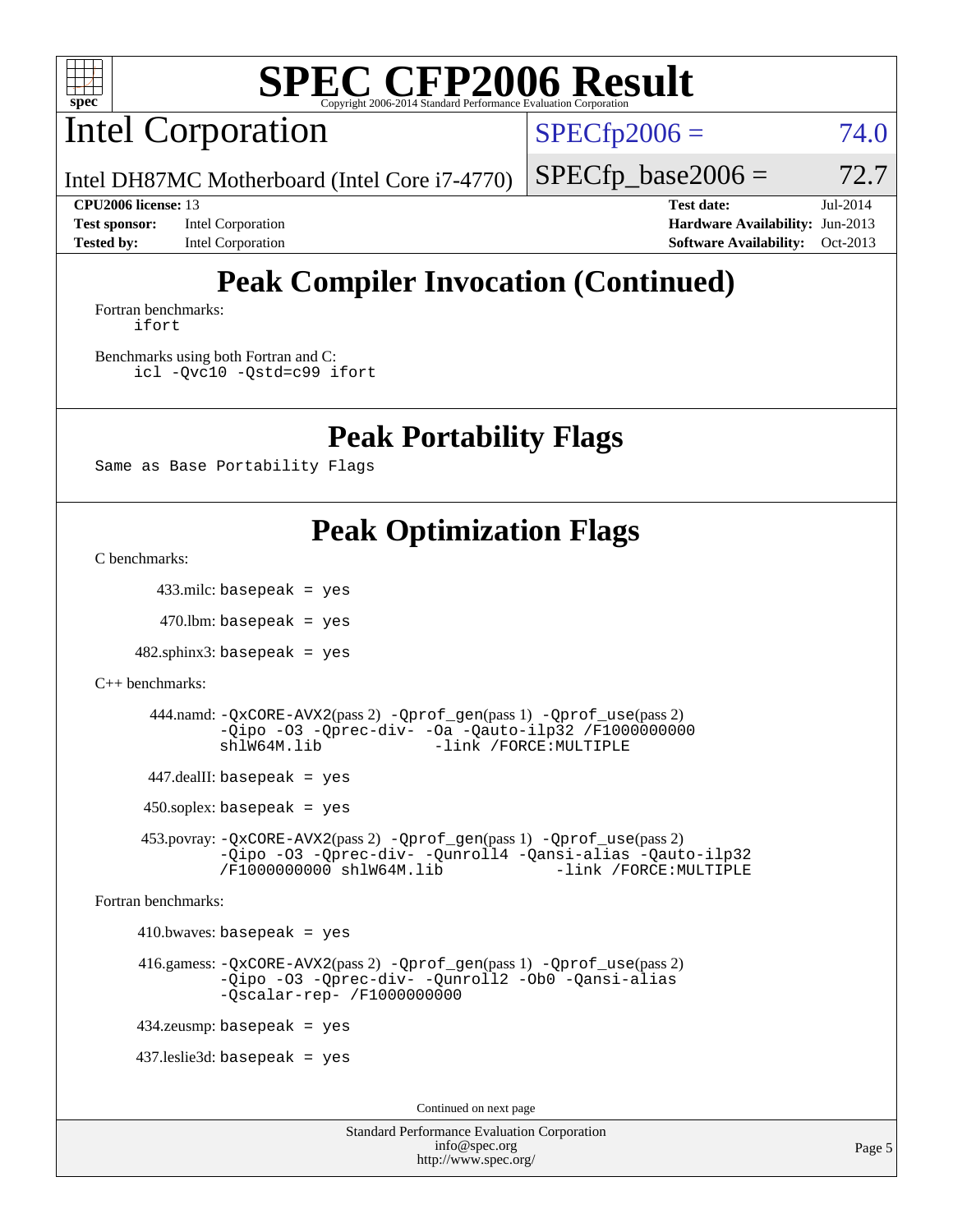# Peak Compiler Invocation (Continued)

Fortran benchmarks:

```
ifort
```

Benchmarks using both Fortran and C:

```
icl -Qvc10 -Qstd=c99 ifort
```

# Peak Portability Flags

```
Same as Base Portability Flags
```

# Peak Optimization Flags

C benchmarks:

433.milc: `basepeak = yes`

470.lbm: `basepeak = yes`

482.sphinx3: `basepeak = yes`

C++ benchmarks:

444.namd: `-QxCORE-AVX2`(pass 2) `-Qprof_gen`(pass 1) `-Qprof_use`(pass 2) `-Qipo -O3 -Qprec-div- -Oa -Qauto-ilp32 /F1000000000 shlW64M.lib -link /FORCE:MULTIPLE`

447.dealII: `basepeak = yes`

450.soplex: `basepeak = yes`

453.povray: `-QxCORE-AVX2`(pass 2) `-Qprof_gen`(pass 1) `-Qprof_use`(pass 2) `-Qipo -O3 -Qprec-div- -Qunroll4 -Qansi-alias -Qauto-ilp32 /F1000000000 shlW64M.lib -link /FORCE:MULTIPLE`

Fortran benchmarks:

410.bwaves: `basepeak = yes`

416.gamess: `-QxCORE-AVX2`(pass 2) `-Qprof_gen`(pass 1) `-Qprof_use`(pass 2) `-Qipo -O3 -Qprec-div- -Qunroll2 -Ob0 -Qansi-alias -Qscalar-rep- /F1000000000`

434.zeusmp: `basepeak = yes`

437.leslie3d: `basepeak = yes`

Continued on next page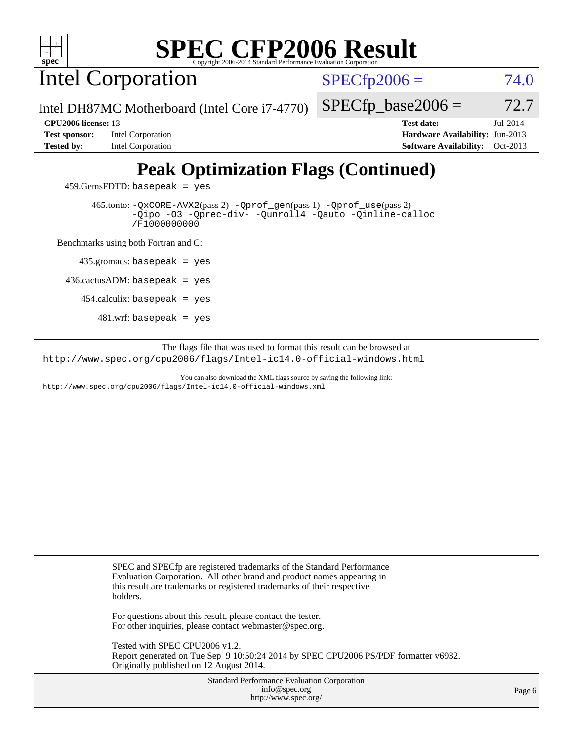# Peak Optimization Flags (Continued)

459.GemsFDTD: `basepeak = yes`

465.tonto: `-QxCORE-AVX2`(pass 2) `-Qprof_gen`(pass 1) `-Qprof_use`(pass 2) `-Qipo -O3 -Qprec-div- -Qunroll4 -Qauto -Qinline-calloc /F1000000000`

Benchmarks using both Fortran and C:

435.gromacs: `basepeak = yes`

436.cactusADM: `basepeak = yes`

454.calculix: `basepeak = yes`

481.wrf: `basepeak = yes`

The flags file that was used to format this result can be browsed at
http://www.spec.org/cpu2006/flags/Intel-ic14.0-official-windows.html

You can also download the XML flags source by saving the following link:
http://www.spec.org/cpu2006/flags/Intel-ic14.0-official-windows.xml

SPEC and SPECfp are registered trademarks of the Standard Performance Evaluation Corporation. All other brand and product names appearing in this result are trademarks or registered trademarks of their respective holders.

For questions about this result, please contact the tester.
For other inquiries, please contact webmaster@spec.org.

Tested with SPEC CPU2006 v1.2.
Report generated on Tue Sep 9 10:50:24 2014 by SPEC CPU2006 PS/PDF formatter v6932.
Originally published on 12 August 2014.